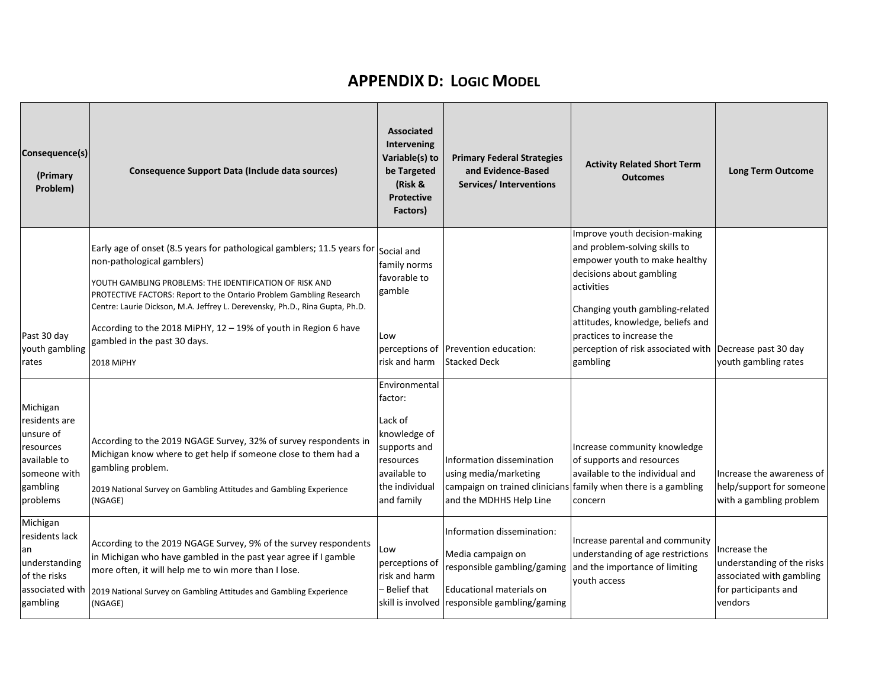# APPENDIX D: LOGIC MODEL

| Consequence(s) (Primary Problem) | Consequence Support Data (Include data sources) | Associated Intervening Variable(s) to be Targeted (Risk & Protective Factors) | Primary Federal Strategies and Evidence-Based Services/ Interventions | Activity Related Short Term Outcomes | Long Term Outcome |
|---|---|---|---|---|---|
| Past 30 day youth gambling rates | Early age of onset (8.5 years for pathological gamblers; 11.5 years for non-pathological gamblers)<br><br>YOUTH GAMBLING PROBLEMS: THE IDENTIFICATION OF RISK AND PROTECTIVE FACTORS: Report to the Ontario Problem Gambling Research Centre: Laurie Dickson, M.A. Jeffrey L. Derevensky, Ph.D., Rina Gupta, Ph.D.<br><br>According to the 2018 MiPHY, 12 – 19% of youth in Region 6 have gambled in the past 30 days.<br><br>2018 MiPHY | Social and family norms favorable to gamble<br><br>Low perceptions of risk and harm | Prevention education: Stacked Deck | Improve youth decision-making and problem-solving skills to empower youth to make healthy decisions about gambling activities<br><br>Changing youth gambling-related attitudes, knowledge, beliefs and practices to increase the perception of risk associated with gambling | Decrease past 30 day youth gambling rates |
| Michigan residents are unsure of resources available to someone with gambling problems | According to the 2019 NGAGE Survey, 32% of survey respondents in Michigan know where to get help if someone close to them had a gambling problem.<br><br>2019 National Survey on Gambling Attitudes and Gambling Experience (NGAGE) | Environmental factor:<br><br>Lack of knowledge of supports and resources available to the individual and family | Information dissemination using media/marketing campaign on trained clinicians and the MDHHS Help Line | Increase community knowledge of supports and resources available to the individual and family when there is a gambling concern | Increase the awareness of help/support for someone with a gambling problem |
| Michigan residents lack an understanding of the risks associated with gambling | According to the 2019 NGAGE Survey, 9% of the survey respondents in Michigan who have gambled in the past year agree if I gamble more often, it will help me to win more than I lose.<br><br>2019 National Survey on Gambling Attitudes and Gambling Experience (NGAGE) | Low perceptions of risk and harm – Belief that skill is involved | Information dissemination:<br><br>Media campaign on responsible gambling/gaming<br><br>Educational materials on responsible gambling/gaming | Increase parental and community understanding of age restrictions and the importance of limiting youth access | Increase the understanding of the risks associated with gambling for participants and vendors |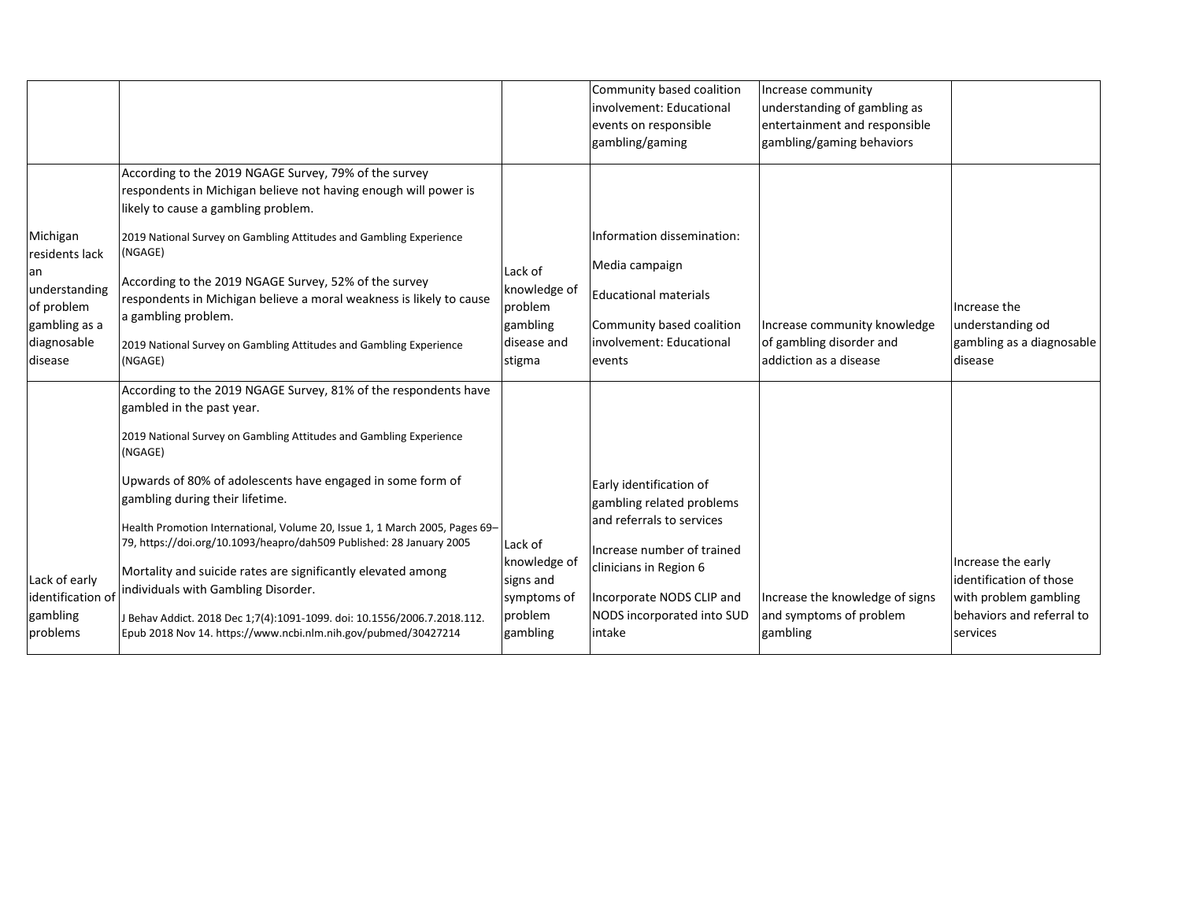| | | | | | |
|---|---|---|---|---|---|
| | | | Community based coalition involvement: Educational events on responsible gambling/gaming | Increase community understanding of gambling as entertainment and responsible gambling/gaming behaviors | |
| Michigan residents lack an understanding of problem gambling as a diagnosable disease | According to the 2019 NGAGE Survey, 79% of the survey respondents in Michigan believe not having enough will power is likely to cause a gambling problem.<br><br>2019 National Survey on Gambling Attitudes and Gambling Experience (NGAGE)<br><br>According to the 2019 NGAGE Survey, 52% of the survey respondents in Michigan believe a moral weakness is likely to cause a gambling problem.<br><br>2019 National Survey on Gambling Attitudes and Gambling Experience (NGAGE) | Lack of knowledge of problem gambling disease and stigma | Information dissemination:<br><br>Media campaign<br><br>Educational materials<br><br>Community based coalition involvement: Educational events | Increase community knowledge of gambling disorder and addiction as a disease | Increase the understanding od gambling as a diagnosable disease |
| Lack of early identification of gambling problems | According to the 2019 NGAGE Survey, 81% of the respondents have gambled in the past year.<br><br>2019 National Survey on Gambling Attitudes and Gambling Experience (NGAGE)<br><br>Upwards of 80% of adolescents have engaged in some form of gambling during their lifetime.<br><br>Health Promotion International, Volume 20, Issue 1, 1 March 2005, Pages 69–79, https://doi.org/10.1093/heapro/dah509 Published: 28 January 2005<br><br>Mortality and suicide rates are significantly elevated among individuals with Gambling Disorder.<br><br>J Behav Addict. 2018 Dec 1;7(4):1091-1099. doi: 10.1556/2006.7.2018.112. Epub 2018 Nov 14. https://www.ncbi.nlm.nih.gov/pubmed/30427214 | Lack of knowledge of signs and symptoms of problem gambling | Early identification of gambling related problems and referrals to services<br><br>Increase number of trained clinicians in Region 6<br><br>Incorporate NODS CLIP and NODS incorporated into SUD intake | Increase the knowledge of signs and symptoms of problem gambling | Increase the early identification of those with problem gambling behaviors and referral to services |